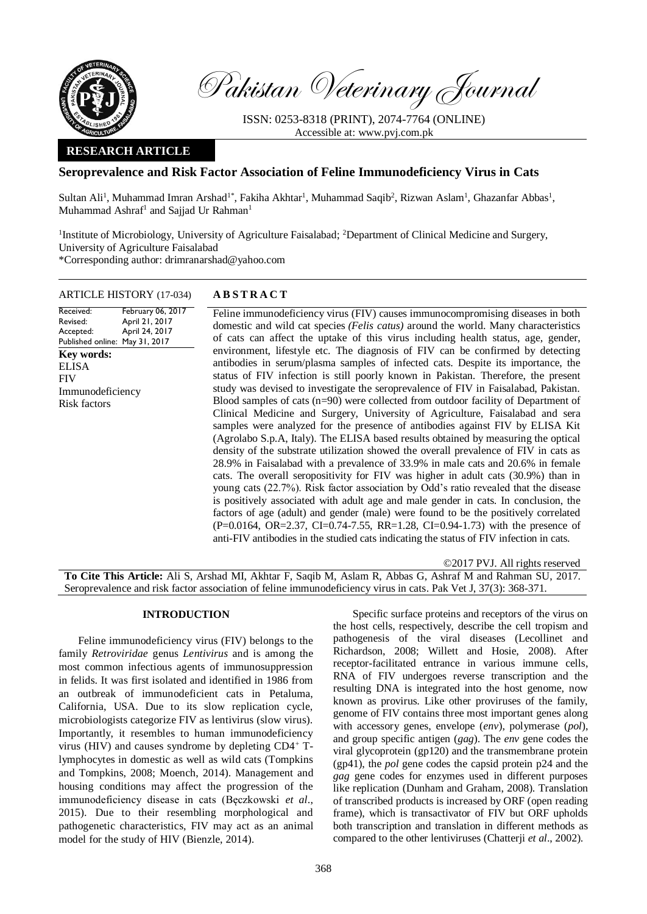# Pakistan Veterinary Journal

ISSN: 0253-8318 (PRINT), 2074-7764 (ONLINE)
Accessible at: www.pvj.com.pk

**RESEARCH ARTICLE**

## Seroprevalence and Risk Factor Association of Feline Immunodeficiency Virus in Cats

Sultan Ali[1], Muhammad Imran Arshad[1*], Fakiha Akhtar[1], Muhammad Saqib[2], Rizwan Aslam[1], Ghazanfar Abbas[1], Muhammad Ashraf[1] and Sajjad Ur Rahman[1]

[1]Institute of Microbiology, University of Agriculture Faisalabad; [2]Department of Clinical Medicine and Surgery, University of Agriculture Faisalabad

*Corresponding author: drimranarshad@yahoo.com

**ARTICLE HISTORY** (17-034)

| | |
|---|---|
| Received: | February 06, 2017 |
| Revised: | April 21, 2017 |
| Accepted: | April 24, 2017 |
| Published online: | May 31, 2017 |

**Key words:**
ELISA
FIV
Immunodeficiency
Risk factors

**ABSTRACT**

Feline immunodeficiency virus (FIV) causes immunocompromising diseases in both domestic and wild cat species *(Felis catus)* around the world. Many characteristics of cats can affect the uptake of this virus including health status, age, gender, environment, lifestyle etc. The diagnosis of FIV can be confirmed by detecting antibodies in serum/plasma samples of infected cats. Despite its importance, the status of FIV infection is still poorly known in Pakistan. Therefore, the present study was devised to investigate the seroprevalence of FIV in Faisalabad, Pakistan. Blood samples of cats (n=90) were collected from outdoor facility of Department of Clinical Medicine and Surgery, University of Agriculture, Faisalabad and sera samples were analyzed for the presence of antibodies against FIV by ELISA Kit (Agrolabo S.p.A, Italy). The ELISA based results obtained by measuring the optical density of the substrate utilization showed the overall prevalence of FIV in cats as 28.9% in Faisalabad with a prevalence of 33.9% in male cats and 20.6% in female cats. The overall seropositivity for FIV was higher in adult cats (30.9%) than in young cats (22.7%). Risk factor association by Odd's ratio revealed that the disease is positively associated with adult age and male gender in cats. In conclusion, the factors of age (adult) and gender (male) were found to be the positively correlated (P=0.0164, OR=2.37, CI=0.74-7.55, RR=1.28, CI=0.94-1.73) with the presence of anti-FIV antibodies in the studied cats indicating the status of FIV infection in cats.

©2017 PVJ. All rights reserved

**To Cite This Article:** Ali S, Arshad MI, Akhtar F, Saqib M, Aslam R, Abbas G, Ashraf M and Rahman SU, 2017. Seroprevalence and risk factor association of feline immunodeficiency virus in cats. Pak Vet J, 37(3): 368-371.

## INTRODUCTION

Feline immunodeficiency virus (FIV) belongs to the family *Retroviridae* genus *Lentivirus* and is among the most common infectious agents of immunosuppression in felids. It was first isolated and identified in 1986 from an outbreak of immunodeficient cats in Petaluma, California, USA. Due to its slow replication cycle, microbiologists categorize FIV as lentivirus (slow virus). Importantly, it resembles to human immunodeficiency virus (HIV) and causes syndrome by depleting $CD4^+$ T-lymphocytes in domestic as well as wild cats (Tompkins and Tompkins, 2008; Moench, 2014). Management and housing conditions may affect the progression of the immunodeficiency disease in cats (Bęczkowski *et al*., 2015). Due to their resembling morphological and pathogenetic characteristics, FIV may act as an animal model for the study of HIV (Bienzle, 2014).

Specific surface proteins and receptors of the virus on the host cells, respectively, describe the cell tropism and pathogenesis of the viral diseases (Lecollinet and Richardson, 2008; Willett and Hosie, 2008). After receptor-facilitated entrance in various immune cells, RNA of FIV undergoes reverse transcription and the resulting DNA is integrated into the host genome, now known as provirus. Like other proviruses of the family, genome of FIV contains three most important genes along with accessory genes, envelope (*env*), polymerase (*pol*), and group specific antigen (*gag*). The *env* gene codes the viral glycoprotein (gp120) and the transmembrane protein (gp41), the *pol* gene codes the capsid protein p24 and the *gag* gene codes for enzymes used in different purposes like replication (Dunham and Graham, 2008). Translation of transcribed products is increased by ORF (open reading frame), which is transactivator of FIV but ORF upholds both transcription and translation in different methods as compared to the other lentiviruses (Chatterji *et al*., 2002).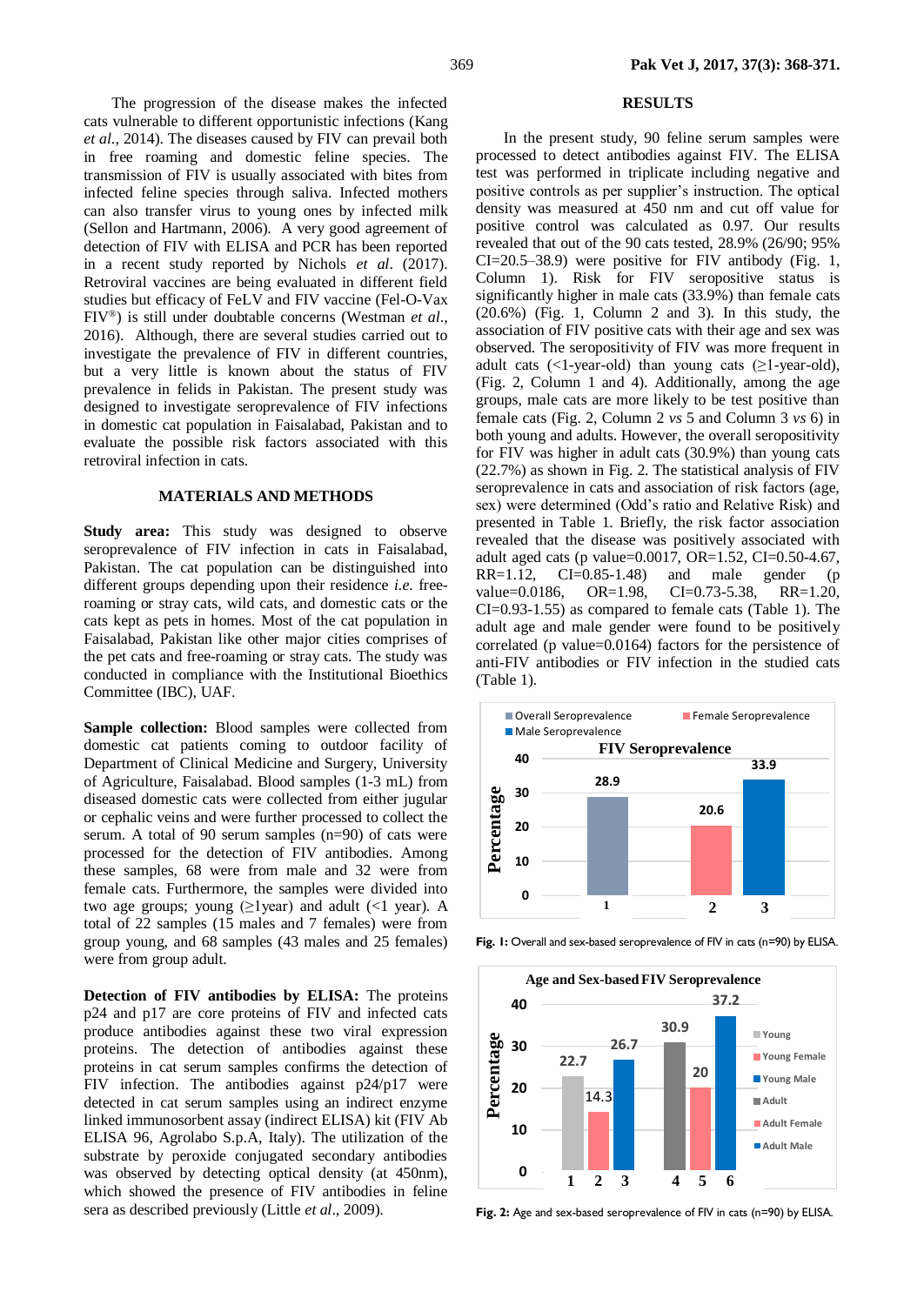The progression of the disease makes the infected cats vulnerable to different opportunistic infections (Kang *et al*., 2014). The diseases caused by FIV can prevail both in free roaming and domestic feline species. The transmission of FIV is usually associated with bites from infected feline species through saliva. Infected mothers can also transfer virus to young ones by infected milk (Sellon and Hartmann, 2006). A very good agreement of detection of FIV with ELISA and PCR has been reported in a recent study reported by Nichols *et al*. (2017). Retroviral vaccines are being evaluated in different field studies but efficacy of FeLV and FIV vaccine (Fel-O-Vax FIV®) is still under doubtable concerns (Westman *et al*., 2016). Although, there are several studies carried out to investigate the prevalence of FIV in different countries, but a very little is known about the status of FIV prevalence in felids in Pakistan. The present study was designed to investigate seroprevalence of FIV infections in domestic cat population in Faisalabad, Pakistan and to evaluate the possible risk factors associated with this retroviral infection in cats.

## MATERIALS AND METHODS

**Study area:** This study was designed to observe seroprevalence of FIV infection in cats in Faisalabad, Pakistan. The cat population can be distinguished into different groups depending upon their residence *i.e.* free-roaming or stray cats, wild cats, and domestic cats or the cats kept as pets in homes. Most of the cat population in Faisalabad, Pakistan like other major cities comprises of the pet cats and free-roaming or stray cats. The study was conducted in compliance with the Institutional Bioethics Committee (IBC), UAF.

**Sample collection:** Blood samples were collected from domestic cat patients coming to outdoor facility of Department of Clinical Medicine and Surgery, University of Agriculture, Faisalabad. Blood samples (1-3 mL) from diseased domestic cats were collected from either jugular or cephalic veins and were further processed to collect the serum. A total of 90 serum samples (n=90) of cats were processed for the detection of FIV antibodies. Among these samples, 68 were from male and 32 were from female cats. Furthermore, the samples were divided into two age groups; young (≥1year) and adult (<1 year). A total of 22 samples (15 males and 7 females) were from group young, and 68 samples (43 males and 25 females) were from group adult.

**Detection of FIV antibodies by ELISA:** The proteins p24 and p17 are core proteins of FIV and infected cats produce antibodies against these two viral expression proteins. The detection of antibodies against these proteins in cat serum samples confirms the detection of FIV infection. The antibodies against p24/p17 were detected in cat serum samples using an indirect enzyme linked immunosorbent assay (indirect ELISA) kit (FIV Ab ELISA 96, Agrolabo S.p.A, Italy). The utilization of the substrate by peroxide conjugated secondary antibodies was observed by detecting optical density (at 450nm), which showed the presence of FIV antibodies in feline sera as described previously (Little *et al*., 2009).

## RESULTS

In the present study, 90 feline serum samples were processed to detect antibodies against FIV. The ELISA test was performed in triplicate including negative and positive controls as per supplier's instruction. The optical density was measured at 450 nm and cut off value for positive control was calculated as 0.97. Our results revealed that out of the 90 cats tested, 28.9% (26/90; 95% CI=20.5–38.9) were positive for FIV antibody (Fig. 1, Column 1). Risk for FIV seropositive status is significantly higher in male cats (33.9%) than female cats (20.6%) (Fig. 1, Column 2 and 3). In this study, the association of FIV positive cats with their age and sex was observed. The seropositivity of FIV was more frequent in adult cats (<1-year-old) than young cats (≥1-year-old), (Fig. 2, Column 1 and 4). Additionally, among the age groups, male cats are more likely to be test positive than female cats (Fig. 2, Column 2 *vs* 5 and Column 3 *vs* 6) in both young and adults. However, the overall seropositivity for FIV was higher in adult cats (30.9%) than young cats (22.7%) as shown in Fig. 2. The statistical analysis of FIV seroprevalence in cats and association of risk factors (age, sex) were determined (Odd's ratio and Relative Risk) and presented in Table 1. Briefly, the risk factor association revealed that the disease was positively associated with adult aged cats (p value=0.0017, OR=1.52, CI=0.50-4.67, RR=1.12, CI=0.85-1.48) and male gender (p value=0.0186, OR=1.98, CI=0.73-5.38, RR=1.20, CI=0.93-1.55) as compared to female cats (Table 1). The adult age and male gender were found to be positively correlated (p value=0.0164) factors for the persistence of anti-FIV antibodies or FIV infection in the studied cats (Table 1).

**Fig. 1:** Overall and sex-based seroprevalence of FIV in cats (n=90) by ELISA.

**Fig. 2:** Age and sex-based seroprevalence of FIV in cats (n=90) by ELISA.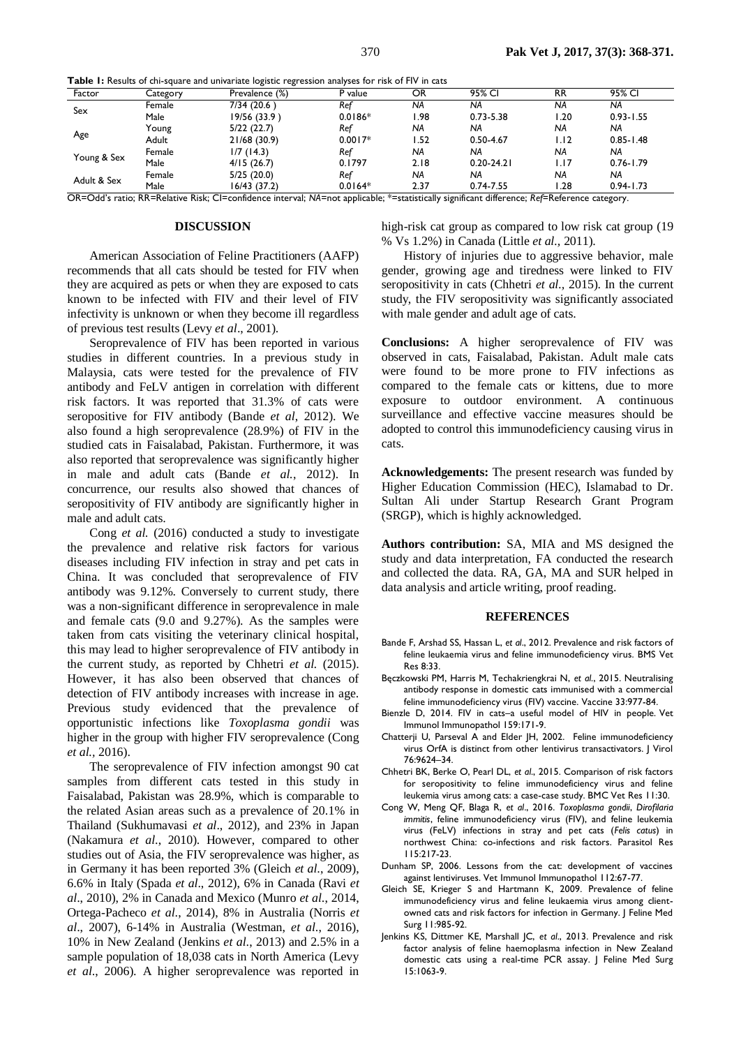**Table 1:** Results of chi-square and univariate logistic regression analyses for risk of FIV in cats

| Factor | Category | Prevalence (%) | P value | OR | 95% CI | RR | 95% CI |
|---|---|---|---|---|---|---|---|
| Sex | Female | 7/34 (20.6 ) | *Ref* | *NA* | *NA* | *NA* | *NA* |
| | Male | 19/56 (33.9 ) | 0.0186* | 1.98 | 0.73-5.38 | 1.20 | 0.93-1.55 |
| Age | Young | 5/22 (22.7) | *Ref* | *NA* | *NA* | *NA* | *NA* |
| | Adult | 21/68 (30.9) | 0.0017* | 1.52 | 0.50-4.67 | 1.12 | 0.85-1.48 |
| Young & Sex | Female | 1/7 (14.3) | *Ref* | *NA* | *NA* | *NA* | *NA* |
| | Male | 4/15 (26.7) | 0.1797 | 2.18 | 0.20-24.21 | 1.17 | 0.76-1.79 |
| Adult & Sex | Female | 5/25 (20.0) | *Ref* | *NA* | *NA* | *NA* | *NA* |
| | Male | 16/43 (37.2) | 0.0164* | 2.37 | 0.74-7.55 | 1.28 | 0.94-1.73 |

OR=Odd's ratio; RR=Relative Risk; CI=confidence interval; *NA*=not applicable; *=statistically significant difference; *Ref*=Reference category.

## DISCUSSION

American Association of Feline Practitioners (AAFP) recommends that all cats should be tested for FIV when they are acquired as pets or when they are exposed to cats known to be infected with FIV and their level of FIV infectivity is unknown or when they become ill regardless of previous test results (Levy *et al*., 2001).

Seroprevalence of FIV has been reported in various studies in different countries. In a previous study in Malaysia, cats were tested for the prevalence of FIV antibody and FeLV antigen in correlation with different risk factors. It was reported that 31.3% of cats were seropositive for FIV antibody (Bande *et al*, 2012). We also found a high seroprevalence (28.9%) of FIV in the studied cats in Faisalabad, Pakistan. Furthermore, it was also reported that seroprevalence was significantly higher in male and adult cats (Bande *et al.*, 2012). In concurrence, our results also showed that chances of seropositivity of FIV antibody are significantly higher in male and adult cats.

Cong *et al.* (2016) conducted a study to investigate the prevalence and relative risk factors for various diseases including FIV infection in stray and pet cats in China. It was concluded that seroprevalence of FIV antibody was 9.12%. Conversely to current study, there was a non-significant difference in seroprevalence in male and female cats (9.0 and 9.27%). As the samples were taken from cats visiting the veterinary clinical hospital, this may lead to higher seroprevalence of FIV antibody in the current study, as reported by Chhetri *et al.* (2015). However, it has also been observed that chances of detection of FIV antibody increases with increase in age. Previous study evidenced that the prevalence of opportunistic infections like *Toxoplasma gondii* was higher in the group with higher FIV seroprevalence (Cong *et al.*, 2016).

The seroprevalence of FIV infection amongst 90 cat samples from different cats tested in this study in Faisalabad, Pakistan was 28.9%, which is comparable to the related Asian areas such as a prevalence of 20.1% in Thailand (Sukhumavasi *et al*., 2012), and 23% in Japan (Nakamura *et al.*, 2010). However, compared to other studies out of Asia, the FIV seroprevalence was higher, as in Germany it has been reported 3% (Gleich *et al*., 2009), 6.6% in Italy (Spada *et al*., 2012), 6% in Canada (Ravi *et al*., 2010), 2% in Canada and Mexico (Munro *et al.*, 2014, Ortega-Pacheco *et al*., 2014), 8% in Australia (Norris *et al*., 2007), 6-14% in Australia (Westman, *et al*., 2016), 10% in New Zealand (Jenkins *et al*., 2013) and 2.5% in a sample population of 18,038 cats in North America (Levy *et al*., 2006). A higher seroprevalence was reported in high-risk cat group as compared to low risk cat group (19 % Vs 1.2%) in Canada (Little *et al.*, 2011).

History of injuries due to aggressive behavior, male gender, growing age and tiredness were linked to FIV seropositivity in cats (Chhetri *et al.*, 2015). In the current study, the FIV seropositivity was significantly associated with male gender and adult age of cats.

**Conclusions:** A higher seroprevalence of FIV was observed in cats, Faisalabad, Pakistan. Adult male cats were found to be more prone to FIV infections as compared to the female cats or kittens, due to more exposure to outdoor environment. A continuous surveillance and effective vaccine measures should be adopted to control this immunodeficiency causing virus in cats.

**Acknowledgements:** The present research was funded by Higher Education Commission (HEC), Islamabad to Dr. Sultan Ali under Startup Research Grant Program (SRGP), which is highly acknowledged.

**Authors contribution:** SA, MIA and MS designed the study and data interpretation, FA conducted the research and collected the data. RA, GA, MA and SUR helped in data analysis and article writing, proof reading.

## REFERENCES

Bande F, Arshad SS, Hassan L, *et al*., 2012. Prevalence and risk factors of feline leukaemia virus and feline immunodeficiency virus. BMS Vet Res 8:33.

Bęczkowski PM, Harris M, Techakriengkrai N, *et al*., 2015. Neutralising antibody response in domestic cats immunised with a commercial feline immunodeficiency virus (FIV) vaccine. Vaccine 33:977-84.

Bienzle D, 2014. FIV in cats–a useful model of HIV in people. Vet Immunol Immunopathol 159:171-9.

Chatterji U, Parseval A and Elder JH, 2002. Feline immunodeficiency virus OrfA is distinct from other lentivirus transactivators. J Virol 76:9624–34.

Chhetri BK, Berke O, Pearl DL, *et al*., 2015. Comparison of risk factors for seropositivity to feline immunodeficiency virus and feline leukemia virus among cats: a case-case study. BMC Vet Res 11:30.

Cong W, Meng QF, Blaga R, *et al*., 2016. *Toxoplasma gondii*, *Dirofilaria immitis*, feline immunodeficiency virus (FIV), and feline leukemia virus (FeLV) infections in stray and pet cats (*Felis catus*) in northwest China: co-infections and risk factors. Parasitol Res 115:217-23.

Dunham SP, 2006. Lessons from the cat: development of vaccines against lentiviruses. Vet Immunol Immunopathol 112:67-77.

Gleich SE, Krieger S and Hartmann K, 2009. Prevalence of feline immunodeficiency virus and feline leukaemia virus among client-owned cats and risk factors for infection in Germany. J Feline Med Surg 11:985-92.

Jenkins KS, Dittmer KE, Marshall JC, *et al*., 2013. Prevalence and risk factor analysis of feline haemoplasma infection in New Zealand domestic cats using a real-time PCR assay. J Feline Med Surg 15:1063-9.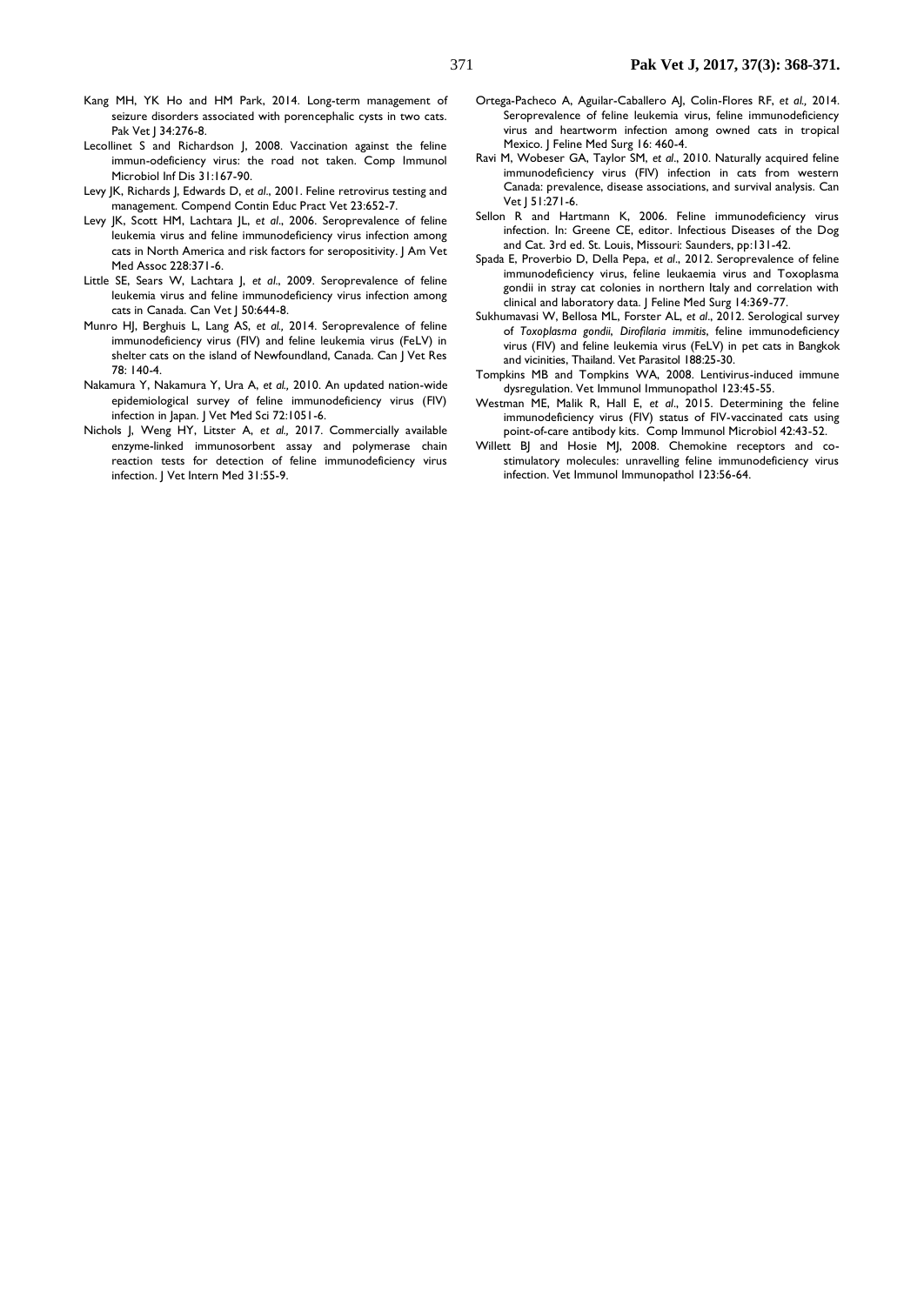Kang MH, YK Ho and HM Park, 2014. Long-term management of seizure disorders associated with porencephalic cysts in two cats. Pak Vet J 34:276-8.

Lecollinet S and Richardson J, 2008. Vaccination against the feline immun-odeficiency virus: the road not taken. Comp Immunol Microbiol Inf Dis 31:167-90.

Levy JK, Richards J, Edwards D, *et al*., 2001. Feline retrovirus testing and management. Compend Contin Educ Pract Vet 23:652-7.

Levy JK, Scott HM, Lachtara JL, *et al*., 2006. Seroprevalence of feline leukemia virus and feline immunodeficiency virus infection among cats in North America and risk factors for seropositivity. J Am Vet Med Assoc 228:371-6.

Little SE, Sears W, Lachtara J, *et al*., 2009. Seroprevalence of feline leukemia virus and feline immunodeficiency virus infection among cats in Canada. Can Vet J 50:644-8.

Munro HJ, Berghuis L, Lang AS, *et al.,* 2014. Seroprevalence of feline immunodeficiency virus (FIV) and feline leukemia virus (FeLV) in shelter cats on the island of Newfoundland, Canada. Can J Vet Res 78: 140-4.

Nakamura Y, Nakamura Y, Ura A, *et al.,* 2010. An updated nation-wide epidemiological survey of feline immunodeficiency virus (FIV) infection in Japan. J Vet Med Sci 72:1051-6.

Nichols J, Weng HY, Litster A, *et al.,* 2017. Commercially available enzyme-linked immunosorbent assay and polymerase chain reaction tests for detection of feline immunodeficiency virus infection. J Vet Intern Med 31:55-9.

Ortega-Pacheco A, Aguilar-Caballero AJ, Colin-Flores RF, *et al.,* 2014. Seroprevalence of feline leukemia virus, feline immunodeficiency virus and heartworm infection among owned cats in tropical Mexico. J Feline Med Surg 16: 460-4.

Ravi M, Wobeser GA, Taylor SM, *et al*., 2010. Naturally acquired feline immunodeficiency virus (FIV) infection in cats from western Canada: prevalence, disease associations, and survival analysis. Can Vet J 51:271-6.

Sellon R and Hartmann K, 2006. Feline immunodeficiency virus infection. In: Greene CE, editor. Infectious Diseases of the Dog and Cat. 3rd ed. St. Louis, Missouri: Saunders, pp:131-42.

Spada E, Proverbio D, Della Pepa, *et al*., 2012. Seroprevalence of feline immunodeficiency virus, feline leukaemia virus and Toxoplasma gondii in stray cat colonies in northern Italy and correlation with clinical and laboratory data. J Feline Med Surg 14:369-77.

Sukhumavasi W, Bellosa ML, Forster AL, *et al*., 2012. Serological survey of *Toxoplasma gondii*, *Dirofilaria immitis*, feline immunodeficiency virus (FIV) and feline leukemia virus (FeLV) in pet cats in Bangkok and vicinities, Thailand. Vet Parasitol 188:25-30.

Tompkins MB and Tompkins WA, 2008. Lentivirus-induced immune dysregulation. Vet Immunol Immunopathol 123:45-55.

Westman ME, Malik R, Hall E, *et al*., 2015. Determining the feline immunodeficiency virus (FIV) status of FIV-vaccinated cats using point-of-care antibody kits. Comp Immunol Microbiol 42:43-52.

Willett BJ and Hosie MJ, 2008. Chemokine receptors and co-stimulatory molecules: unravelling feline immunodeficiency virus infection. Vet Immunol Immunopathol 123:56-64.